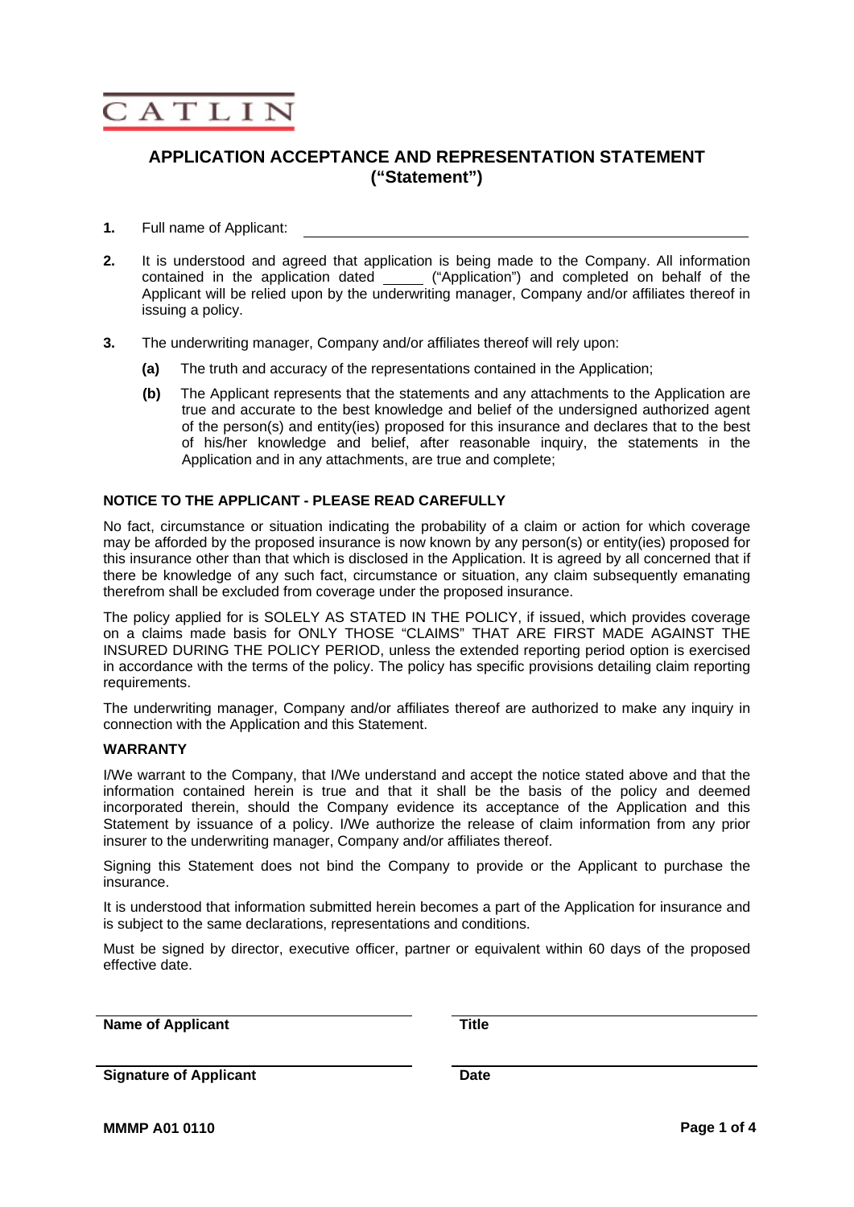CATLIN

# APPLICATION ACCEPTANCE AND REPRESENTATION STATEMENT ("Statement")

**1.** Full name of Applicant: ______________________________

**2.** It is understood and agreed that application is being made to the Company. All information contained in the application dated _____ ("Application") and completed on behalf of the Applicant will be relied upon by the underwriting manager, Company and/or affiliates thereof in issuing a policy.

**3.** The underwriting manager, Company and/or affiliates thereof will rely upon:

**(a)** The truth and accuracy of the representations contained in the Application;

**(b)** The Applicant represents that the statements and any attachments to the Application are true and accurate to the best knowledge and belief of the undersigned authorized agent of the person(s) and entity(ies) proposed for this insurance and declares that to the best of his/her knowledge and belief, after reasonable inquiry, the statements in the Application and in any attachments, are true and complete;

**NOTICE TO THE APPLICANT - PLEASE READ CAREFULLY**

No fact, circumstance or situation indicating the probability of a claim or action for which coverage may be afforded by the proposed insurance is now known by any person(s) or entity(ies) proposed for this insurance other than that which is disclosed in the Application. It is agreed by all concerned that if there be knowledge of any such fact, circumstance or situation, any claim subsequently emanating therefrom shall be excluded from coverage under the proposed insurance.

The policy applied for is SOLELY AS STATED IN THE POLICY, if issued, which provides coverage on a claims made basis for ONLY THOSE "CLAIMS" THAT ARE FIRST MADE AGAINST THE INSURED DURING THE POLICY PERIOD, unless the extended reporting period option is exercised in accordance with the terms of the policy. The policy has specific provisions detailing claim reporting requirements.

The underwriting manager, Company and/or affiliates thereof are authorized to make any inquiry in connection with the Application and this Statement.

**WARRANTY**

I/We warrant to the Company, that I/We understand and accept the notice stated above and that the information contained herein is true and that it shall be the basis of the policy and deemed incorporated therein, should the Company evidence its acceptance of the Application and this Statement by issuance of a policy. I/We authorize the release of claim information from any prior insurer to the underwriting manager, Company and/or affiliates thereof.

Signing this Statement does not bind the Company to provide or the Applicant to purchase the insurance.

It is understood that information submitted herein becomes a part of the Application for insurance and is subject to the same declarations, representations and conditions.

Must be signed by director, executive officer, partner or equivalent within 60 days of the proposed effective date.

______________________________ ______________________________
**Name of Applicant** **Title**

______________________________ ______________________________
**Signature of Applicant** **Date**

**MMMP A01 0110**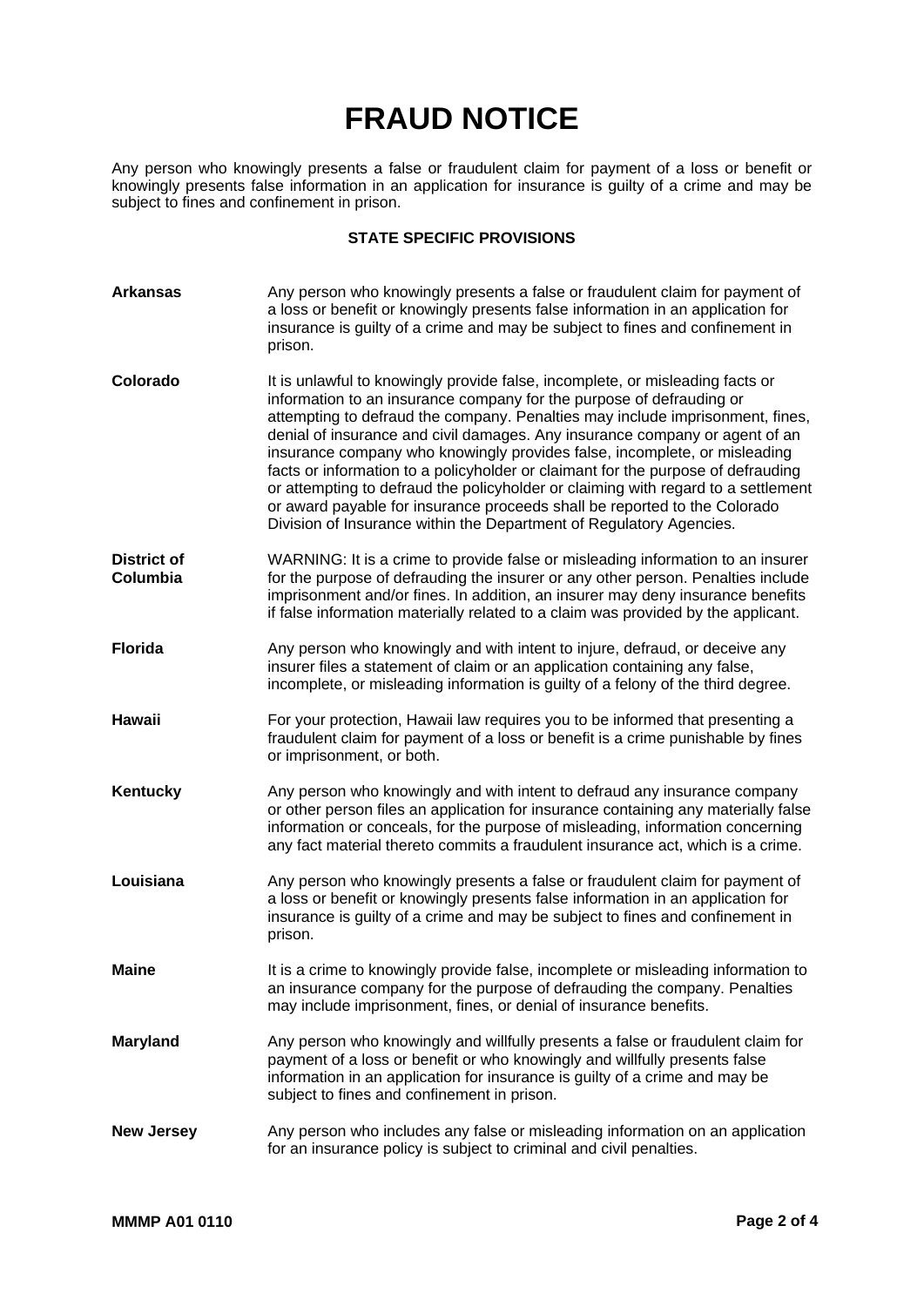# FRAUD NOTICE

Any person who knowingly presents a false or fraudulent claim for payment of a loss or benefit or knowingly presents false information in an application for insurance is guilty of a crime and may be subject to fines and confinement in prison.

### STATE SPECIFIC PROVISIONS

**Arkansas**
Any person who knowingly presents a false or fraudulent claim for payment of a loss or benefit or knowingly presents false information in an application for insurance is guilty of a crime and may be subject to fines and confinement in prison.

**Colorado**
It is unlawful to knowingly provide false, incomplete, or misleading facts or information to an insurance company for the purpose of defrauding or attempting to defraud the company. Penalties may include imprisonment, fines, denial of insurance and civil damages. Any insurance company or agent of an insurance company who knowingly provides false, incomplete, or misleading facts or information to a policyholder or claimant for the purpose of defrauding or attempting to defraud the policyholder or claiming with regard to a settlement or award payable for insurance proceeds shall be reported to the Colorado Division of Insurance within the Department of Regulatory Agencies.

**District of Columbia**
WARNING: It is a crime to provide false or misleading information to an insurer for the purpose of defrauding the insurer or any other person. Penalties include imprisonment and/or fines. In addition, an insurer may deny insurance benefits if false information materially related to a claim was provided by the applicant.

**Florida**
Any person who knowingly and with intent to injure, defraud, or deceive any insurer files a statement of claim or an application containing any false, incomplete, or misleading information is guilty of a felony of the third degree.

**Hawaii**
For your protection, Hawaii law requires you to be informed that presenting a fraudulent claim for payment of a loss or benefit is a crime punishable by fines or imprisonment, or both.

**Kentucky**
Any person who knowingly and with intent to defraud any insurance company or other person files an application for insurance containing any materially false information or conceals, for the purpose of misleading, information concerning any fact material thereto commits a fraudulent insurance act, which is a crime.

**Louisiana**
Any person who knowingly presents a false or fraudulent claim for payment of a loss or benefit or knowingly presents false information in an application for insurance is guilty of a crime and may be subject to fines and confinement in prison.

**Maine**
It is a crime to knowingly provide false, incomplete or misleading information to an insurance company for the purpose of defrauding the company. Penalties may include imprisonment, fines, or denial of insurance benefits.

**Maryland**
Any person who knowingly and willfully presents a false or fraudulent claim for payment of a loss or benefit or who knowingly and willfully presents false information in an application for insurance is guilty of a crime and may be subject to fines and confinement in prison.

**New Jersey**
Any person who includes any false or misleading information on an application for an insurance policy is subject to criminal and civil penalties.

MMMP A01 0110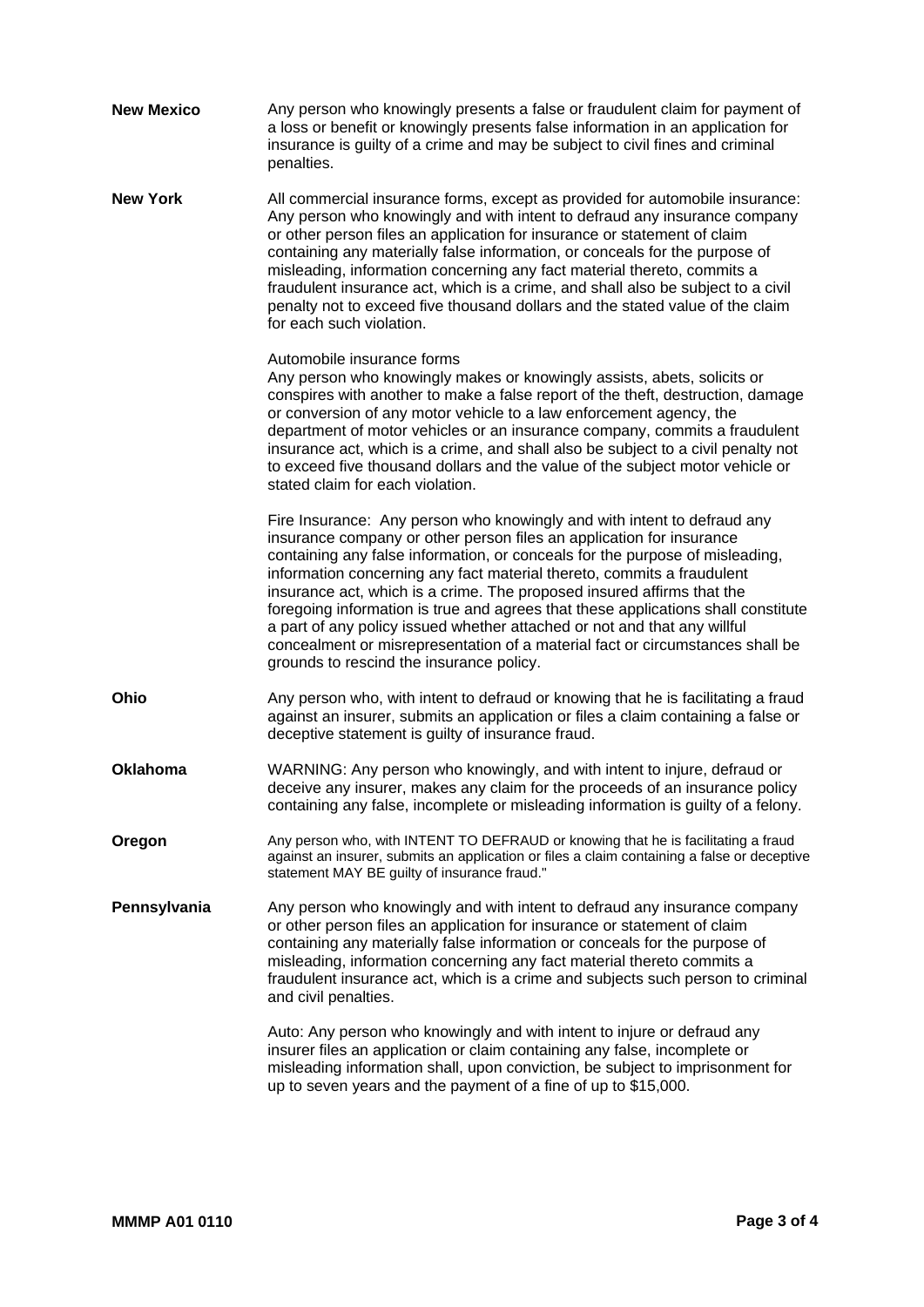**New Mexico** Any person who knowingly presents a false or fraudulent claim for payment of a loss or benefit or knowingly presents false information in an application for insurance is guilty of a crime and may be subject to civil fines and criminal penalties.

**New York** All commercial insurance forms, except as provided for automobile insurance: Any person who knowingly and with intent to defraud any insurance company or other person files an application for insurance or statement of claim containing any materially false information, or conceals for the purpose of misleading, information concerning any fact material thereto, commits a fraudulent insurance act, which is a crime, and shall also be subject to a civil penalty not to exceed five thousand dollars and the stated value of the claim for each such violation.

Automobile insurance forms
Any person who knowingly makes or knowingly assists, abets, solicits or conspires with another to make a false report of the theft, destruction, damage or conversion of any motor vehicle to a law enforcement agency, the department of motor vehicles or an insurance company, commits a fraudulent insurance act, which is a crime, and shall also be subject to a civil penalty not to exceed five thousand dollars and the value of the subject motor vehicle or stated claim for each violation.

Fire Insurance: Any person who knowingly and with intent to defraud any insurance company or other person files an application for insurance containing any false information, or conceals for the purpose of misleading, information concerning any fact material thereto, commits a fraudulent insurance act, which is a crime. The proposed insured affirms that the foregoing information is true and agrees that these applications shall constitute a part of any policy issued whether attached or not and that any willful concealment or misrepresentation of a material fact or circumstances shall be grounds to rescind the insurance policy.

**Ohio** Any person who, with intent to defraud or knowing that he is facilitating a fraud against an insurer, submits an application or files a claim containing a false or deceptive statement is guilty of insurance fraud.

**Oklahoma** WARNING: Any person who knowingly, and with intent to injure, defraud or deceive any insurer, makes any claim for the proceeds of an insurance policy containing any false, incomplete or misleading information is guilty of a felony.

**Oregon** Any person who, with INTENT TO DEFRAUD or knowing that he is facilitating a fraud against an insurer, submits an application or files a claim containing a false or deceptive statement MAY BE guilty of insurance fraud."

**Pennsylvania** Any person who knowingly and with intent to defraud any insurance company or other person files an application for insurance or statement of claim containing any materially false information or conceals for the purpose of misleading, information concerning any fact material thereto commits a fraudulent insurance act, which is a crime and subjects such person to criminal and civil penalties.

Auto: Any person who knowingly and with intent to injure or defraud any insurer files an application or claim containing any false, incomplete or misleading information shall, upon conviction, be subject to imprisonment for up to seven years and the payment of a fine of up to $15,000.

MMMP A01 0110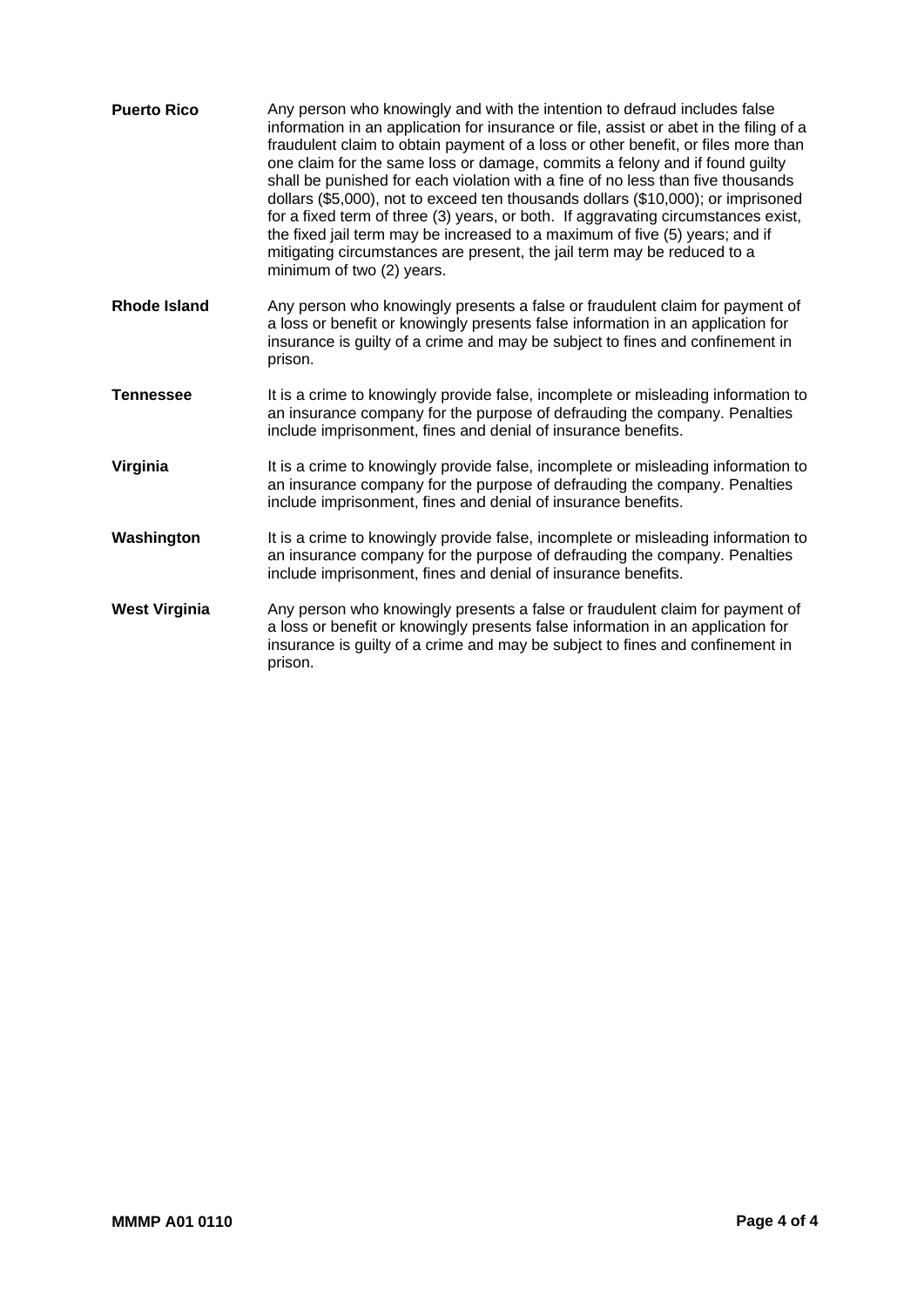**Puerto Rico**

Any person who knowingly and with the intention to defraud includes false information in an application for insurance or file, assist or abet in the filing of a fraudulent claim to obtain payment of a loss or other benefit, or files more than one claim for the same loss or damage, commits a felony and if found guilty shall be punished for each violation with a fine of no less than five thousands dollars ($5,000), not to exceed ten thousands dollars ($10,000); or imprisoned for a fixed term of three (3) years, or both. If aggravating circumstances exist, the fixed jail term may be increased to a maximum of five (5) years; and if mitigating circumstances are present, the jail term may be reduced to a minimum of two (2) years.

**Rhode Island**

Any person who knowingly presents a false or fraudulent claim for payment of a loss or benefit or knowingly presents false information in an application for insurance is guilty of a crime and may be subject to fines and confinement in prison.

**Tennessee**

It is a crime to knowingly provide false, incomplete or misleading information to an insurance company for the purpose of defrauding the company. Penalties include imprisonment, fines and denial of insurance benefits.

**Virginia**

It is a crime to knowingly provide false, incomplete or misleading information to an insurance company for the purpose of defrauding the company. Penalties include imprisonment, fines and denial of insurance benefits.

**Washington**

It is a crime to knowingly provide false, incomplete or misleading information to an insurance company for the purpose of defrauding the company. Penalties include imprisonment, fines and denial of insurance benefits.

**West Virginia**

Any person who knowingly presents a false or fraudulent claim for payment of a loss or benefit or knowingly presents false information in an application for insurance is guilty of a crime and may be subject to fines and confinement in prison.